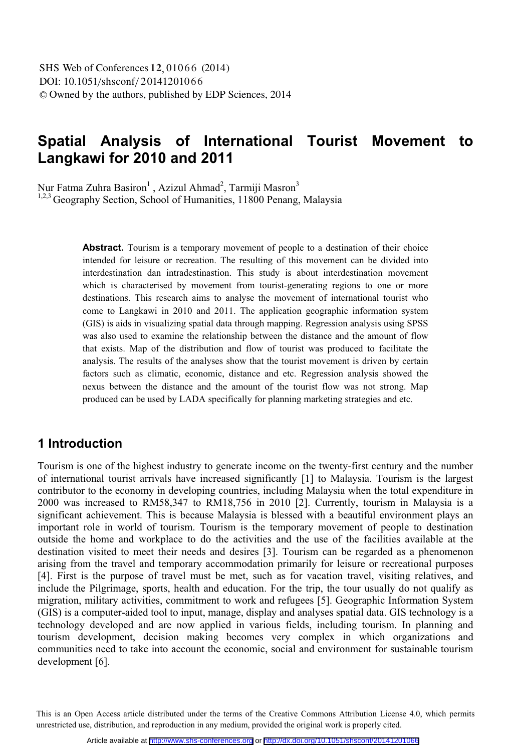# Spatial Analysis of International Tourist Movement to Langkawi for 2010 and 2011

Nur Fatma Zuhra Basiron[1] , Azizul Ahmad[2], Tarmiji Masron[3]

[1,2,3] Geography Section, School of Humanities, 11800 Penang, Malaysia

**Abstract.** Tourism is a temporary movement of people to a destination of their choice intended for leisure or recreation. The resulting of this movement can be divided into interdestination dan intradestinastion. This study is about interdestination movement which is characterised by movement from tourist-generating regions to one or more destinations. This research aims to analyse the movement of international tourist who come to Langkawi in 2010 and 2011. The application geographic information system (GIS) is aids in visualizing spatial data through mapping. Regression analysis using SPSS was also used to examine the relationship between the distance and the amount of flow that exists. Map of the distribution and flow of tourist was produced to facilitate the analysis. The results of the analyses show that the tourist movement is driven by certain factors such as climatic, economic, distance and etc. Regression analysis showed the nexus between the distance and the amount of the tourist flow was not strong. Map produced can be used by LADA specifically for planning marketing strategies and etc.

## 1 Introduction

Tourism is one of the highest industry to generate income on the twenty-first century and the number of international tourist arrivals have increased significantly [1] to Malaysia. Tourism is the largest contributor to the economy in developing countries, including Malaysia when the total expenditure in 2000 was increased to RM58,347 to RM18,756 in 2010 [2]. Currently, tourism in Malaysia is a significant achievement. This is because Malaysia is blessed with a beautiful environment plays an important role in world of tourism. Tourism is the temporary movement of people to destination outside the home and workplace to do the activities and the use of the facilities available at the destination visited to meet their needs and desires [3]. Tourism can be regarded as a phenomenon arising from the travel and temporary accommodation primarily for leisure or recreational purposes [4]. First is the purpose of travel must be met, such as for vacation travel, visiting relatives, and include the Pilgrimage, sports, health and education. For the trip, the tour usually do not qualify as migration, military activities, commitment to work and refugees [5]. Geographic Information System (GIS) is a computer-aided tool to input, manage, display and analyses spatial data. GIS technology is a technology developed and are now applied in various fields, including tourism. In planning and tourism development, decision making becomes very complex in which organizations and communities need to take into account the economic, social and environment for sustainable tourism development [6].

This is an Open Access article distributed under the terms of the Creative Commons Attribution License 4.0, which permits unrestricted use, distribution, and reproduction in any medium, provided the original work is properly cited.

Article available at http://www.shs-conferences.org or http://dx.doi.org/10.1051/shsconf/20141201066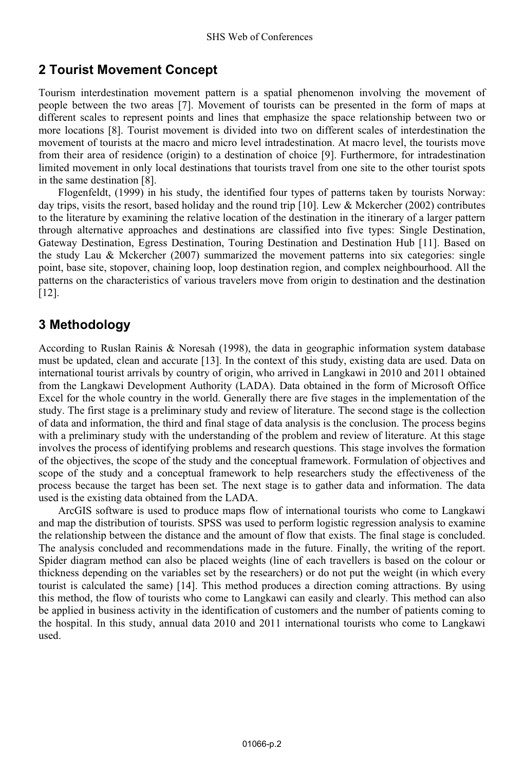## 2 Tourist Movement Concept

Tourism interdestination movement pattern is a spatial phenomenon involving the movement of people between the two areas [7]. Movement of tourists can be presented in the form of maps at different scales to represent points and lines that emphasize the space relationship between two or more locations [8]. Tourist movement is divided into two on different scales of interdestination the movement of tourists at the macro and micro level intradestination. At macro level, the tourists move from their area of residence (origin) to a destination of choice [9]. Furthermore, for intradestination limited movement in only local destinations that tourists travel from one site to the other tourist spots in the same destination [8].

Flogenfeldt, (1999) in his study, the identified four types of patterns taken by tourists Norway: day trips, visits the resort, based holiday and the round trip [10]. Lew & Mckercher (2002) contributes to the literature by examining the relative location of the destination in the itinerary of a larger pattern through alternative approaches and destinations are classified into five types: Single Destination, Gateway Destination, Egress Destination, Touring Destination and Destination Hub [11]. Based on the study Lau & Mckercher (2007) summarized the movement patterns into six categories: single point, base site, stopover, chaining loop, loop destination region, and complex neighbourhood. All the patterns on the characteristics of various travelers move from origin to destination and the destination [12].

## 3 Methodology

According to Ruslan Rainis & Noresah (1998), the data in geographic information system database must be updated, clean and accurate [13]. In the context of this study, existing data are used. Data on international tourist arrivals by country of origin, who arrived in Langkawi in 2010 and 2011 obtained from the Langkawi Development Authority (LADA). Data obtained in the form of Microsoft Office Excel for the whole country in the world. Generally there are five stages in the implementation of the study. The first stage is a preliminary study and review of literature. The second stage is the collection of data and information, the third and final stage of data analysis is the conclusion. The process begins with a preliminary study with the understanding of the problem and review of literature. At this stage involves the process of identifying problems and research questions. This stage involves the formation of the objectives, the scope of the study and the conceptual framework. Formulation of objectives and scope of the study and a conceptual framework to help researchers study the effectiveness of the process because the target has been set. The next stage is to gather data and information. The data used is the existing data obtained from the LADA.

ArcGIS software is used to produce maps flow of international tourists who come to Langkawi and map the distribution of tourists. SPSS was used to perform logistic regression analysis to examine the relationship between the distance and the amount of flow that exists. The final stage is concluded. The analysis concluded and recommendations made in the future. Finally, the writing of the report. Spider diagram method can also be placed weights (line of each travellers is based on the colour or thickness depending on the variables set by the researchers) or do not put the weight (in which every tourist is calculated the same) [14]. This method produces a direction coming attractions. By using this method, the flow of tourists who come to Langkawi can easily and clearly. This method can also be applied in business activity in the identification of customers and the number of patients coming to the hospital. In this study, annual data 2010 and 2011 international tourists who come to Langkawi used.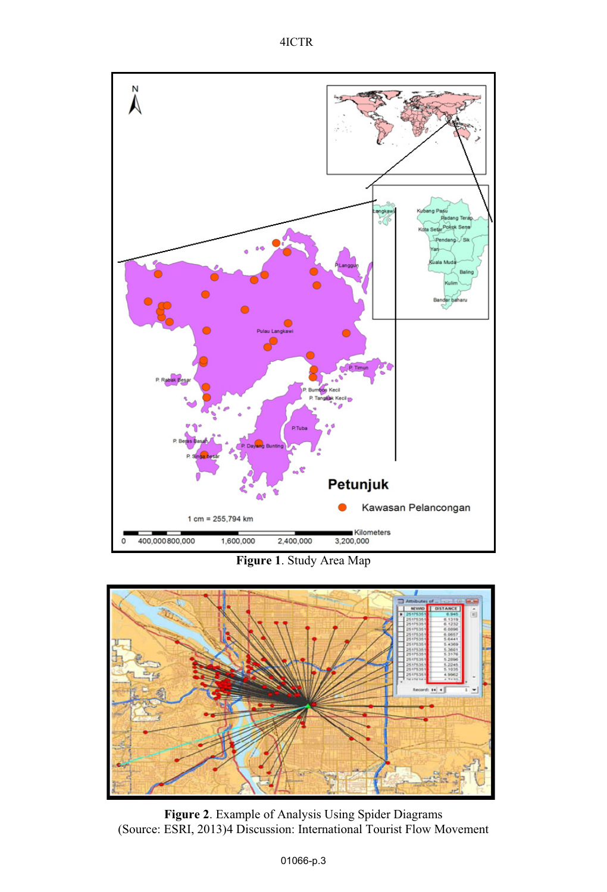**Figure 1**. Study Area Map

**Figure 2**. Example of Analysis Using Spider Diagrams
(Source: ESRI, 2013)4 Discussion: International Tourist Flow Movement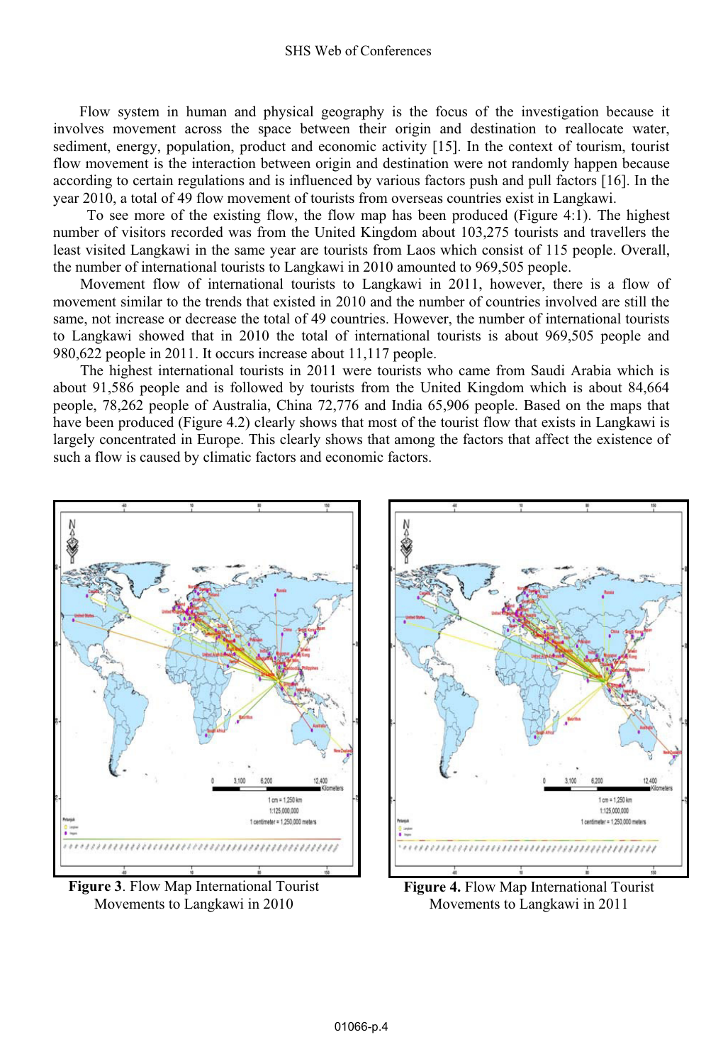Flow system in human and physical geography is the focus of the investigation because it involves movement across the space between their origin and destination to reallocate water, sediment, energy, population, product and economic activity [15]. In the context of tourism, tourist flow movement is the interaction between origin and destination were not randomly happen because according to certain regulations and is influenced by various factors push and pull factors [16]. In the year 2010, a total of 49 flow movement of tourists from overseas countries exist in Langkawi.

To see more of the existing flow, the flow map has been produced (Figure 4:1). The highest number of visitors recorded was from the United Kingdom about 103,275 tourists and travellers the least visited Langkawi in the same year are tourists from Laos which consist of 115 people. Overall, the number of international tourists to Langkawi in 2010 amounted to 969,505 people.

Movement flow of international tourists to Langkawi in 2011, however, there is a flow of movement similar to the trends that existed in 2010 and the number of countries involved are still the same, not increase or decrease the total of 49 countries. However, the number of international tourists to Langkawi showed that in 2010 the total of international tourists is about 969,505 people and 980,622 people in 2011. It occurs increase about 11,117 people.

The highest international tourists in 2011 were tourists who came from Saudi Arabia which is about 91,586 people and is followed by tourists from the United Kingdom which is about 84,664 people, 78,262 people of Australia, China 72,776 and India 65,906 people. Based on the maps that have been produced (Figure 4.2) clearly shows that most of the tourist flow that exists in Langkawi is largely concentrated in Europe. This clearly shows that among the factors that affect the existence of such a flow is caused by climatic factors and economic factors.

**Figure 3**. Flow Map International Tourist Movements to Langkawi in 2010

**Figure 4.** Flow Map International Tourist Movements to Langkawi in 2011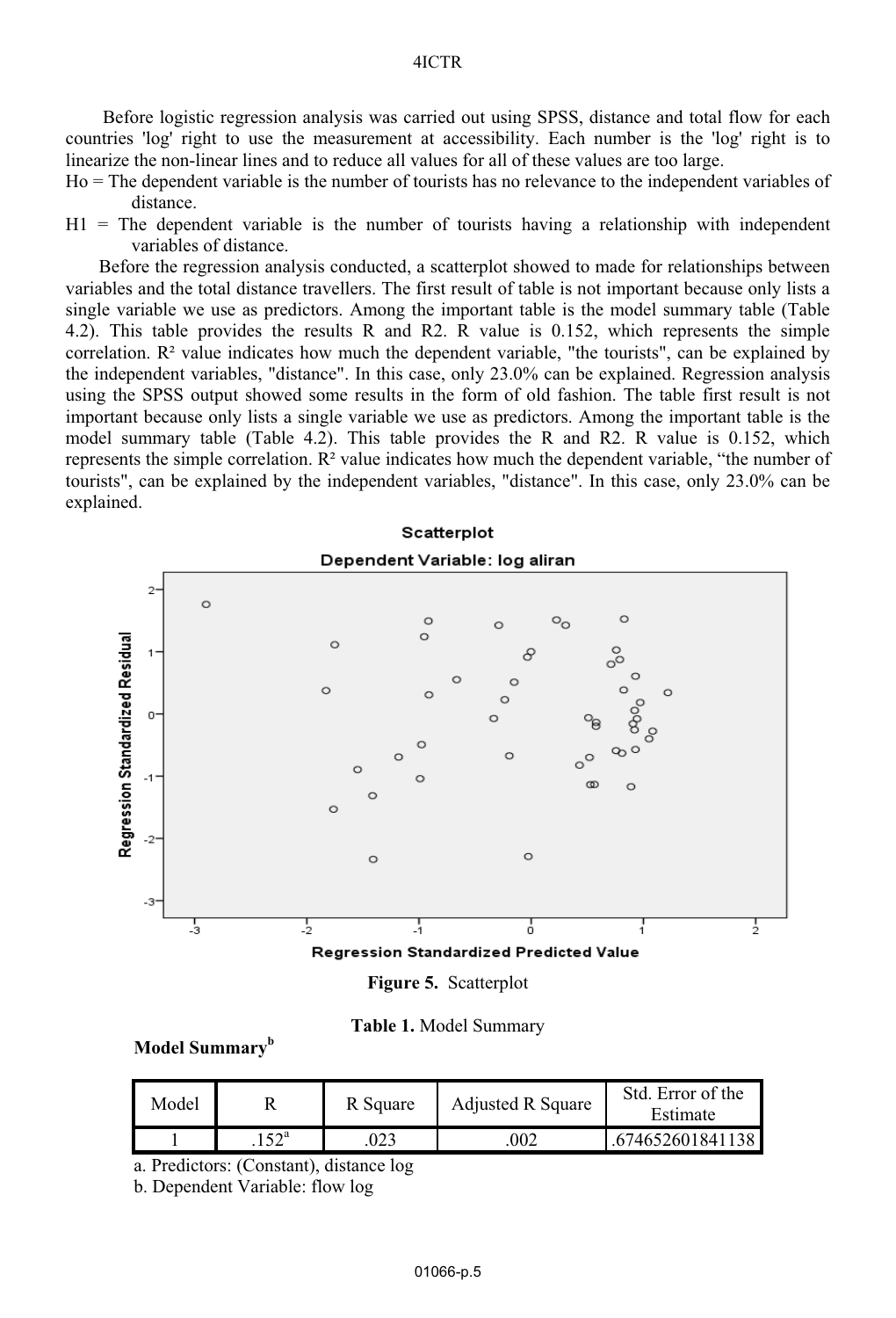Before logistic regression analysis was carried out using SPSS, distance and total flow for each countries 'log' right to use the measurement at accessibility. Each number is the 'log' right is to linearize the non-linear lines and to reduce all values for all of these values are too large.

Ho = The dependent variable is the number of tourists has no relevance to the independent variables of distance.

H1 = The dependent variable is the number of tourists having a relationship with independent variables of distance.

Before the regression analysis conducted, a scatterplot showed to made for relationships between variables and the total distance travellers. The first result of table is not important because only lists a single variable we use as predictors. Among the important table is the model summary table (Table 4.2). This table provides the results R and R2. R value is 0.152, which represents the simple correlation. $R^2$ value indicates how much the dependent variable, "the tourists", can be explained by the independent variables, "distance". In this case, only 23.0% can be explained. Regression analysis using the SPSS output showed some results in the form of old fashion. The table first result is not important because only lists a single variable we use as predictors. Among the important table is the model summary table (Table 4.2). This table provides the R and R2. R value is 0.152, which represents the simple correlation. $R^2$ value indicates how much the dependent variable, "the number of tourists", can be explained by the independent variables, "distance". In this case, only 23.0% can be explained.

**Figure 5.** Scatterplot

**Table 1.** Model Summary

**Model Summary**[b]

| Model | R | R Square | Adjusted R Square | Std. Error of the Estimate |
|---|---|---|---|---|
| 1 | .152[a] | .023 | .002 | .674652601841138 |

a. Predictors: (Constant), distance log

b. Dependent Variable: flow log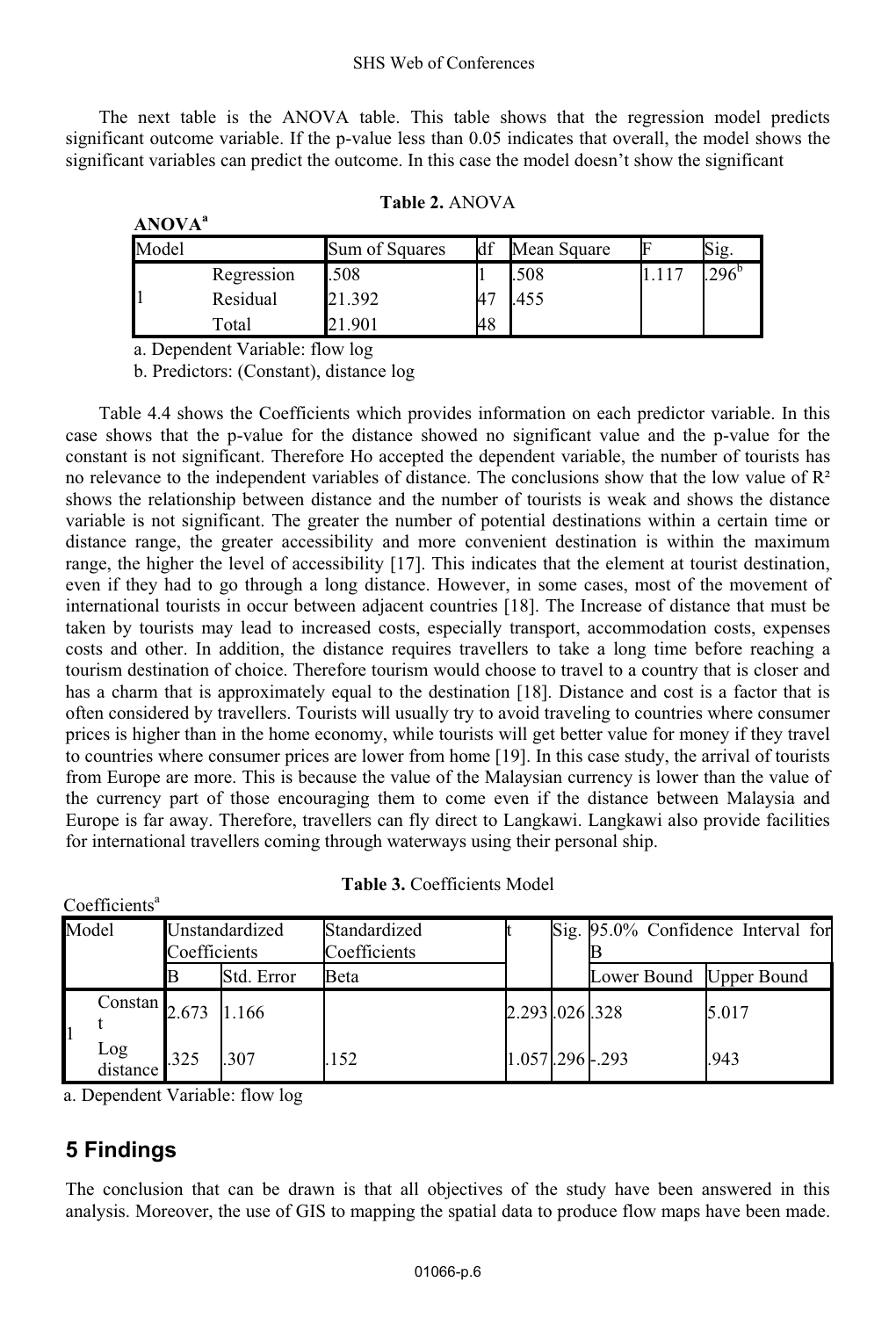The next table is the ANOVA table. This table shows that the regression model predicts significant outcome variable. If the p-value less than 0.05 indicates that overall, the model shows the significant variables can predict the outcome. In this case the model doesn't show the significant

**Table 2.** ANOVA

**ANOVA**[a]

| Model | | Sum of Squares | df | Mean Square | F | Sig. |
|---|---|---|---|---|---|---|
| 1 | Regression | .508 | 1 | .508 | 1.117 | .296[b] |
| | Residual | 21.392 | 47 | .455 | | |
| | Total | 21.901 | 48 | | | |

a. Dependent Variable: flow log

b. Predictors: (Constant), distance log

Table 4.4 shows the Coefficients which provides information on each predictor variable. In this case shows that the p-value for the distance showed no significant value and the p-value for the constant is not significant. Therefore Ho accepted the dependent variable, the number of tourists has no relevance to the independent variables of distance. The conclusions show that the low value of $R^2$ shows the relationship between distance and the number of tourists is weak and shows the distance variable is not significant. The greater the number of potential destinations within a certain time or distance range, the greater accessibility and more convenient destination is within the maximum range, the higher the level of accessibility [17]. This indicates that the element at tourist destination, even if they had to go through a long distance. However, in some cases, most of the movement of international tourists in occur between adjacent countries [18]. The Increase of distance that must be taken by tourists may lead to increased costs, especially transport, accommodation costs, expenses costs and other. In addition, the distance requires travellers to take a long time before reaching a tourism destination of choice. Therefore tourism would choose to travel to a country that is closer and has a charm that is approximately equal to the destination [18]. Distance and cost is a factor that is often considered by travellers. Tourists will usually try to avoid traveling to countries where consumer prices is higher than in the home economy, while tourists will get better value for money if they travel to countries where consumer prices are lower from home [19]. In this case study, the arrival of tourists from Europe are more. This is because the value of the Malaysian currency is lower than the value of the currency part of those encouraging them to come even if the distance between Malaysia and Europe is far away. Therefore, travellers can fly direct to Langkawi. Langkawi also provide facilities for international travellers coming through waterways using their personal ship.

**Table 3.** Coefficients Model

Coefficients[a]

| Model | | Unstandardized Coefficients | | Standardized Coefficients | t | Sig. | 95.0% Confidence Interval for B | |
|---|---|---|---|---|---|---|---|---|
| | | B | Std. Error | Beta | | | Lower Bound | Upper Bound |
| 1 | Constant | 2.673 | 1.166 | | 2.293 | .026 | .328 | 5.017 |
| | Log distance | .325 | .307 | .152 | 1.057 | .296 | -.293 | .943 |

a. Dependent Variable: flow log

## 5 Findings

The conclusion that can be drawn is that all objectives of the study have been answered in this analysis. Moreover, the use of GIS to mapping the spatial data to produce flow maps have been made.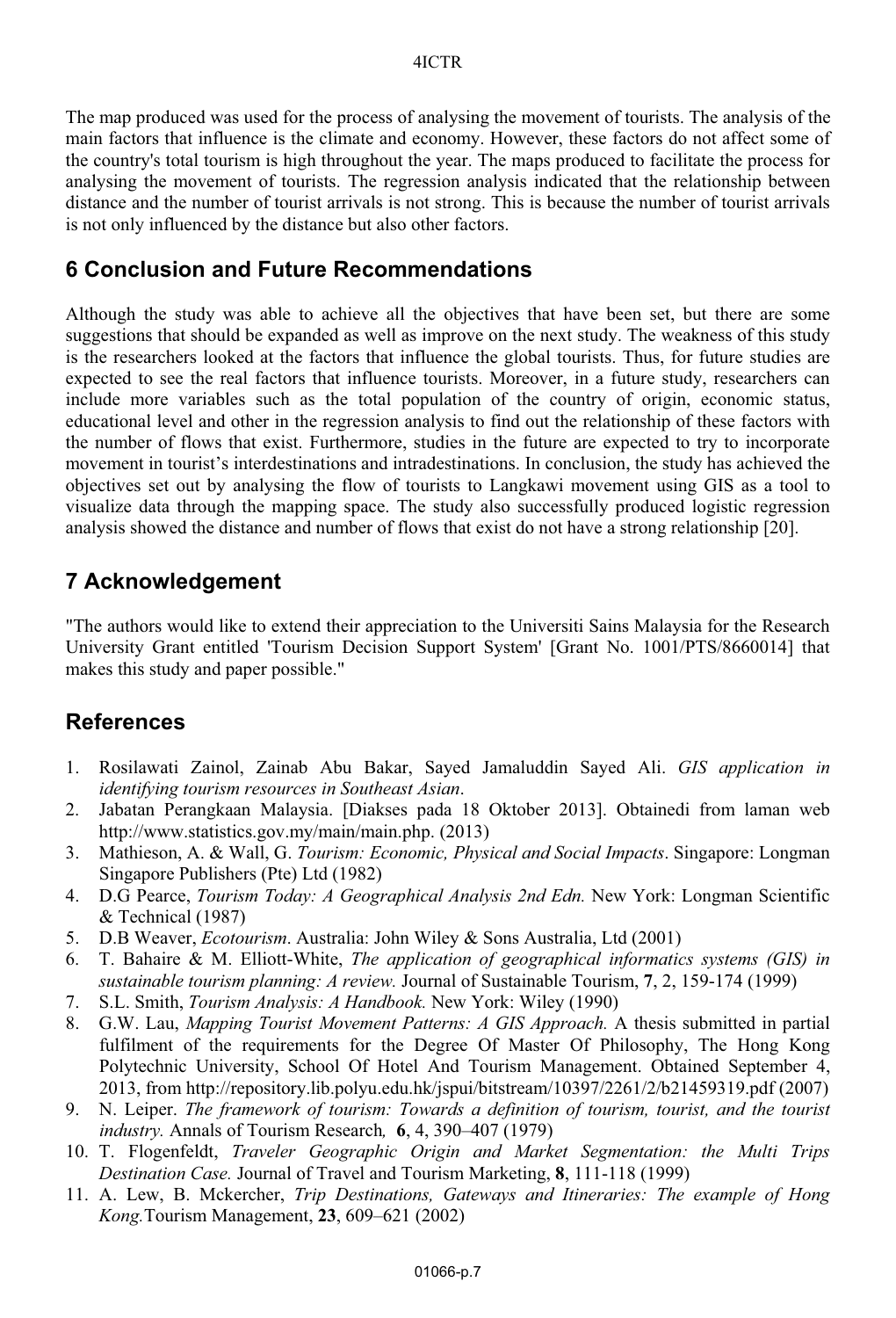The map produced was used for the process of analysing the movement of tourists. The analysis of the main factors that influence is the climate and economy. However, these factors do not affect some of the country's total tourism is high throughout the year. The maps produced to facilitate the process for analysing the movement of tourists. The regression analysis indicated that the relationship between distance and the number of tourist arrivals is not strong. This is because the number of tourist arrivals is not only influenced by the distance but also other factors.

## 6 Conclusion and Future Recommendations

Although the study was able to achieve all the objectives that have been set, but there are some suggestions that should be expanded as well as improve on the next study. The weakness of this study is the researchers looked at the factors that influence the global tourists. Thus, for future studies are expected to see the real factors that influence tourists. Moreover, in a future study, researchers can include more variables such as the total population of the country of origin, economic status, educational level and other in the regression analysis to find out the relationship of these factors with the number of flows that exist. Furthermore, studies in the future are expected to try to incorporate movement in tourist's interdestinations and intradestinations. In conclusion, the study has achieved the objectives set out by analysing the flow of tourists to Langkawi movement using GIS as a tool to visualize data through the mapping space. The study also successfully produced logistic regression analysis showed the distance and number of flows that exist do not have a strong relationship [20].

## 7 Acknowledgement

"The authors would like to extend their appreciation to the Universiti Sains Malaysia for the Research University Grant entitled 'Tourism Decision Support System' [Grant No. 1001/PTS/8660014] that makes this study and paper possible."

## References

1. Rosilawati Zainol, Zainab Abu Bakar, Sayed Jamaluddin Sayed Ali. *GIS application in identifying tourism resources in Southeast Asian*.
2. Jabatan Perangkaan Malaysia. [Diakses pada 18 Oktober 2013]. Obtainedi from laman web http://www.statistics.gov.my/main/main.php. (2013)
3. Mathieson, A. & Wall, G. *Tourism: Economic, Physical and Social Impacts*. Singapore: Longman Singapore Publishers (Pte) Ltd (1982)
4. D.G Pearce, *Tourism Today: A Geographical Analysis 2nd Edn.* New York: Longman Scientific & Technical (1987)
5. D.B Weaver, *Ecotourism*. Australia: John Wiley & Sons Australia, Ltd (2001)
6. T. Bahaire & M. Elliott-White, *The application of geographical informatics systems (GIS) in sustainable tourism planning: A review.* Journal of Sustainable Tourism, **7**, 2, 159-174 (1999)
7. S.L. Smith, *Tourism Analysis: A Handbook.* New York: Wiley (1990)
8. G.W. Lau, *Mapping Tourist Movement Patterns: A GIS Approach.* A thesis submitted in partial fulfilment of the requirements for the Degree Of Master Of Philosophy, The Hong Kong Polytechnic University, School Of Hotel And Tourism Management. Obtained September 4, 2013, from http://repository.lib.polyu.edu.hk/jspui/bitstream/10397/2261/2/b21459319.pdf (2007)
9. N. Leiper. *The framework of tourism: Towards a definition of tourism, tourist, and the tourist industry.* Annals of Tourism Research*,* **6**, 4, 390–407 (1979)
10. T. Flogenfeldt, *Traveler Geographic Origin and Market Segmentation: the Multi Trips Destination Case.* Journal of Travel and Tourism Marketing, **8**, 111-118 (1999)
11. A. Lew, B. Mckercher, *Trip Destinations, Gateways and Itineraries: The example of Hong Kong.*Tourism Management, **23**, 609–621 (2002)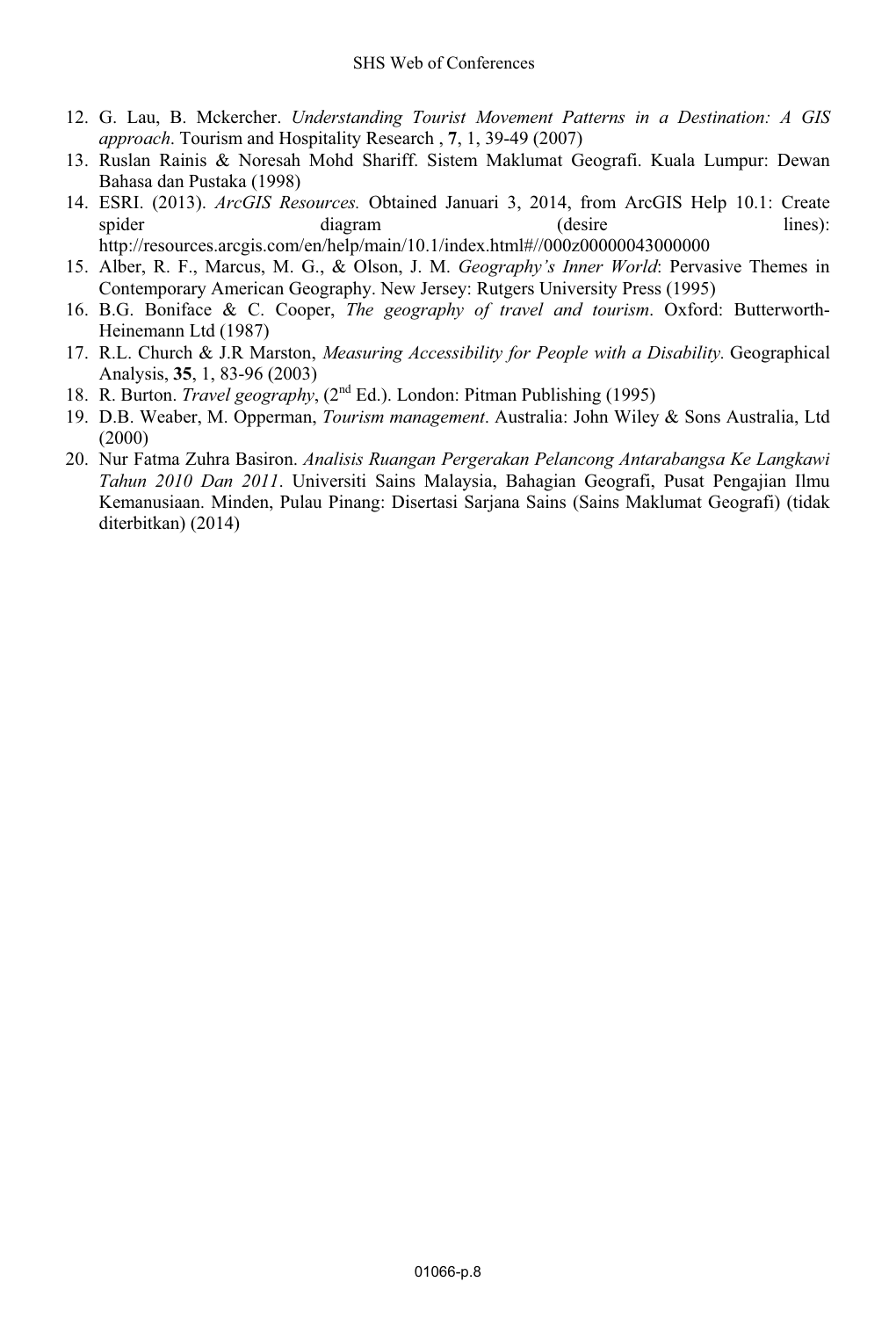12. G. Lau, B. Mckercher. *Understanding Tourist Movement Patterns in a Destination: A GIS approach*. Tourism and Hospitality Research , **7**, 1, 39-49 (2007)
13. Ruslan Rainis & Noresah Mohd Shariff. Sistem Maklumat Geografi. Kuala Lumpur: Dewan Bahasa dan Pustaka (1998)
14. ESRI. (2013). *ArcGIS Resources.* Obtained Januari 3, 2014, from ArcGIS Help 10.1: Create spider diagram (desire lines): http://resources.arcgis.com/en/help/main/10.1/index.html#//000z00000043000000
15. Alber, R. F., Marcus, M. G., & Olson, J. M. *Geography's Inner World*: Pervasive Themes in Contemporary American Geography. New Jersey: Rutgers University Press (1995)
16. B.G. Boniface & C. Cooper, *The geography of travel and tourism*. Oxford: Butterworth-Heinemann Ltd (1987)
17. R.L. Church & J.R Marston, *Measuring Accessibility for People with a Disability.* Geographical Analysis, **35**, 1, 83-96 (2003)
18. R. Burton. *Travel geography*, (2nd Ed.). London: Pitman Publishing (1995)
19. D.B. Weaber, M. Opperman, *Tourism management*. Australia: John Wiley & Sons Australia, Ltd (2000)
20. Nur Fatma Zuhra Basiron. *Analisis Ruangan Pergerakan Pelancong Antarabangsa Ke Langkawi Tahun 2010 Dan 2011*. Universiti Sains Malaysia, Bahagian Geografi, Pusat Pengajian Ilmu Kemanusiaan. Minden, Pulau Pinang: Disertasi Sarjana Sains (Sains Maklumat Geografi) (tidak diterbitkan) (2014)